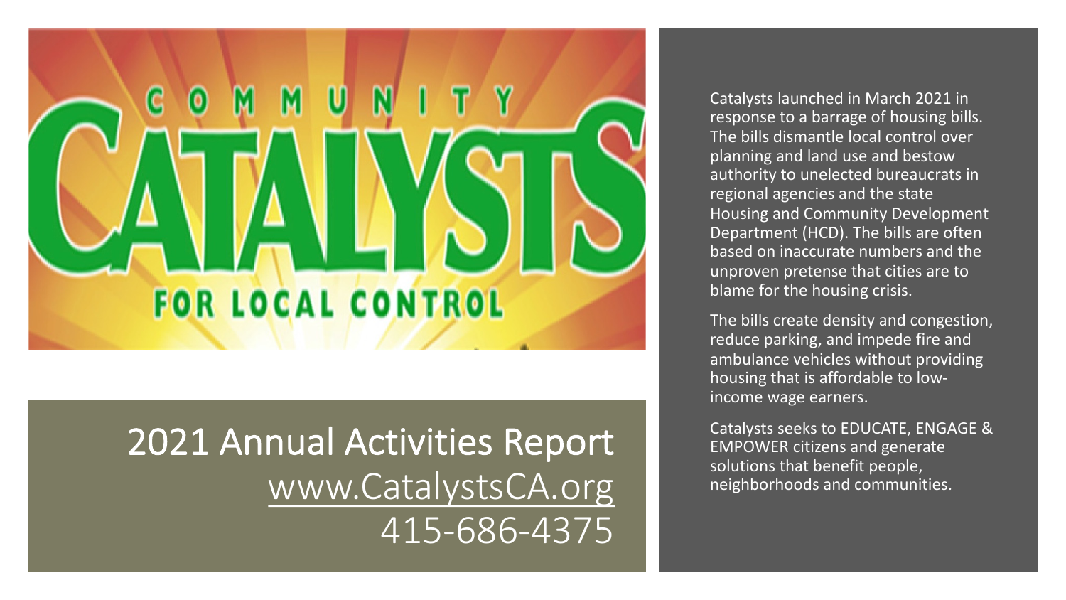# COMMUNITY CATALYSTS FOR LOCAL CONTROL

## 2021 Annual Activities Report

www.CatalystsCA.org

415-686-4375

Catalysts launched in March 2021 in response to a barrage of housing bills. The bills dismantle local control over planning and land use and bestow authority to unelected bureaucrats in regional agencies and the state Housing and Community Development Department (HCD). The bills are often based on inaccurate numbers and the unproven pretense that cities are to blame for the housing crisis.

The bills create density and congestion, reduce parking, and impede fire and ambulance vehicles without providing housing that is affordable to low-income wage earners.

Catalysts seeks to EDUCATE, ENGAGE & EMPOWER citizens and generate solutions that benefit people, neighborhoods and communities.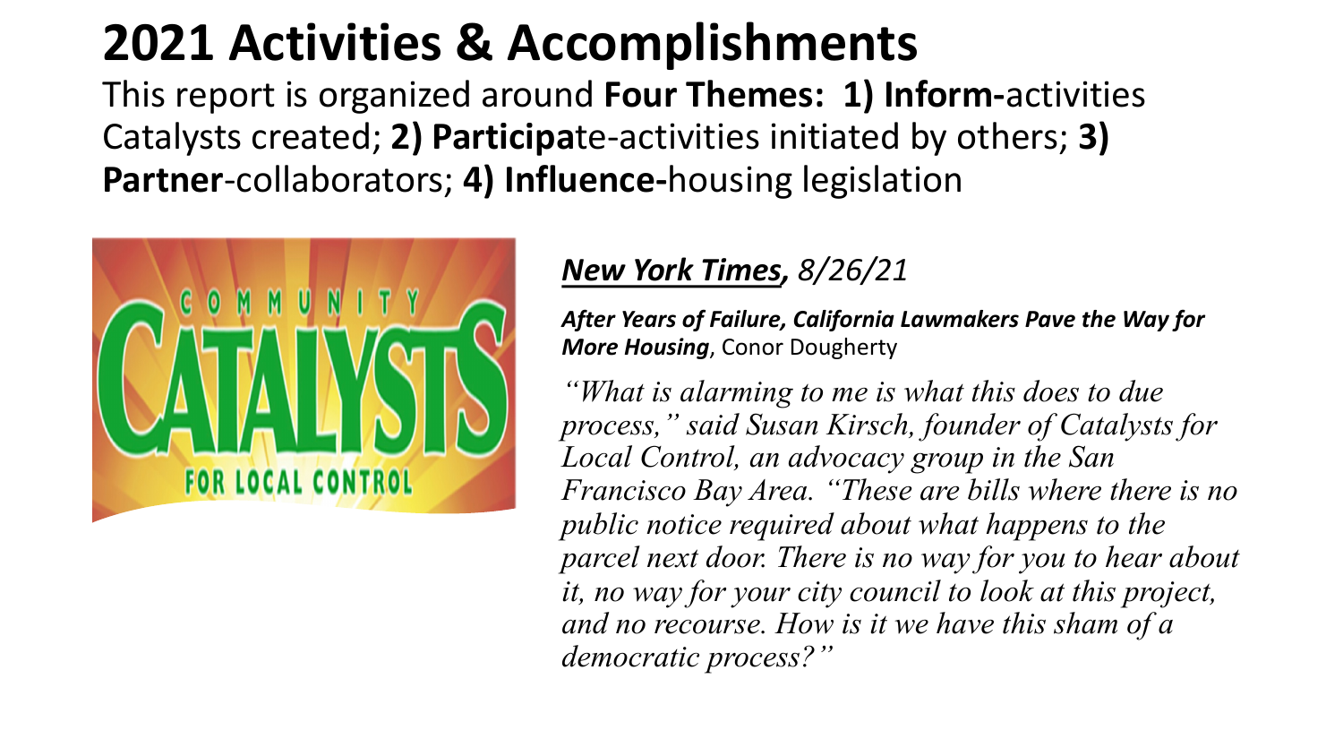# 2021 Activities & Accomplishments

This report is organized around **Four Themes: 1) Inform-**activities Catalysts created; **2) Participa**te-activities initiated by others; **3) Partner**-collaborators; **4) Influence-**housing legislation

COMMUNITY CATALYSTS FOR LOCAL CONTROL

***New York Times****, 8/26/21*

***After Years of Failure, California Lawmakers Pave the Way for More Housing***, Conor Dougherty

*"What is alarming to me is what this does to due process," said Susan Kirsch, founder of Catalysts for Local Control, an advocacy group in the San Francisco Bay Area. "These are bills where there is no public notice required about what happens to the parcel next door. There is no way for you to hear about it, no way for your city council to look at this project, and no recourse. How is it we have this sham of a democratic process?"*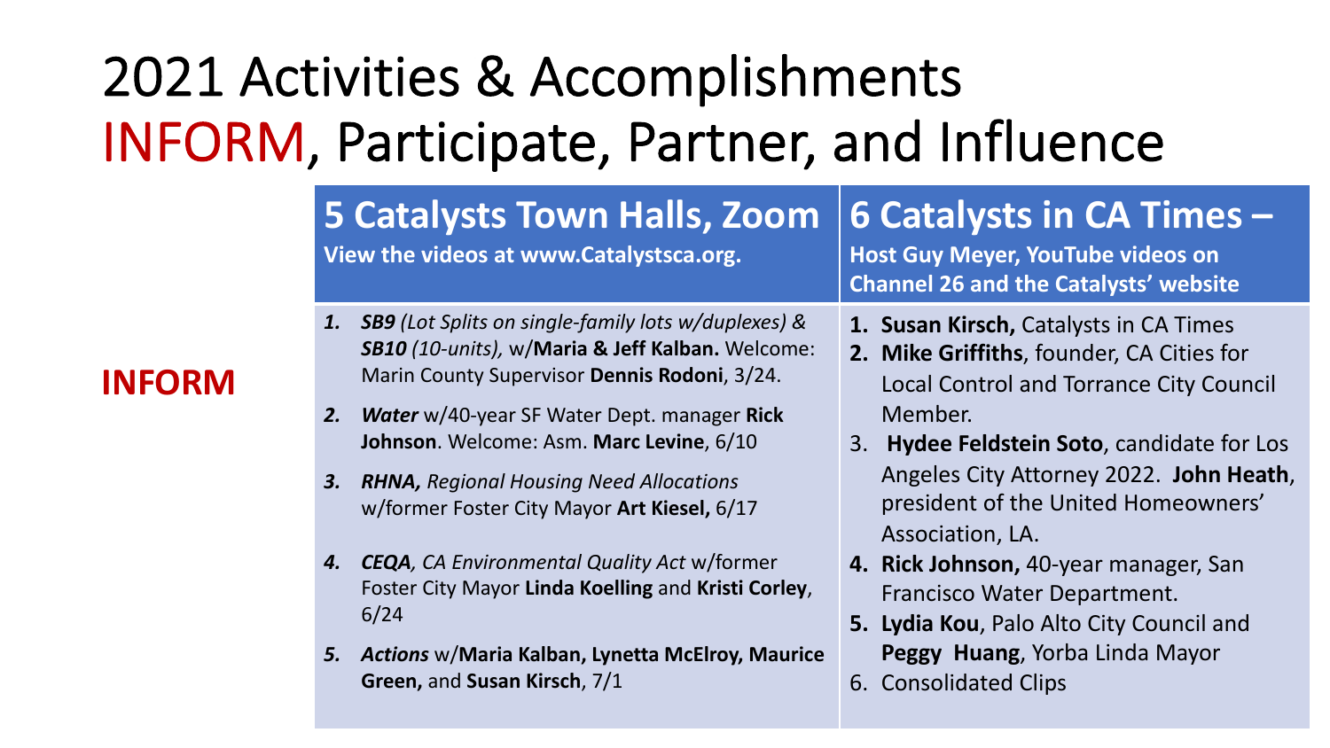# 2021 Activities & Accomplishments
# INFORM, Participate, Partner, and Influence

**INFORM**

| **5 Catalysts Town Halls, Zoom**<br>**View the videos at www.Catalystsca.org.** | **6 Catalysts in CA Times –**<br>**Host Guy Meyer, YouTube videos on Channel 26 and the Catalysts' website** |
|---|---|
| 1. ***SB9*** *(Lot Splits on single-family lots w/duplexes)* & ***SB10*** *(10-units),* w/**Maria & Jeff Kalban.** Welcome: Marin County Supervisor **Dennis Rodoni**, 3/24.<br>2. ***Water*** w/40-year SF Water Dept. manager **Rick Johnson**. Welcome: Asm. **Marc Levine**, 6/10<br>3. ***RHNA,*** *Regional Housing Need Allocations* w/former Foster City Mayor **Art Kiesel,** 6/17<br>4. ***CEQA***, *CA Environmental Quality Act* w/former Foster City Mayor **Linda Koelling** and **Kristi Corley**, 6/24<br>5. ***Actions*** w/**Maria Kalban, Lynetta McElroy, Maurice Green,** and **Susan Kirsch**, 7/1 | 1. **Susan Kirsch,** Catalysts in CA Times<br>2. **Mike Griffiths**, founder, CA Cities for Local Control and Torrance City Council Member.<br>3. **Hydee Feldstein Soto**, candidate for Los Angeles City Attorney 2022. **John Heath**, president of the United Homeowners' Association, LA.<br>4. **Rick Johnson,** 40-year manager, San Francisco Water Department.<br>5. **Lydia Kou**, Palo Alto City Council and **Peggy Huang**, Yorba Linda Mayor<br>6. Consolidated Clips |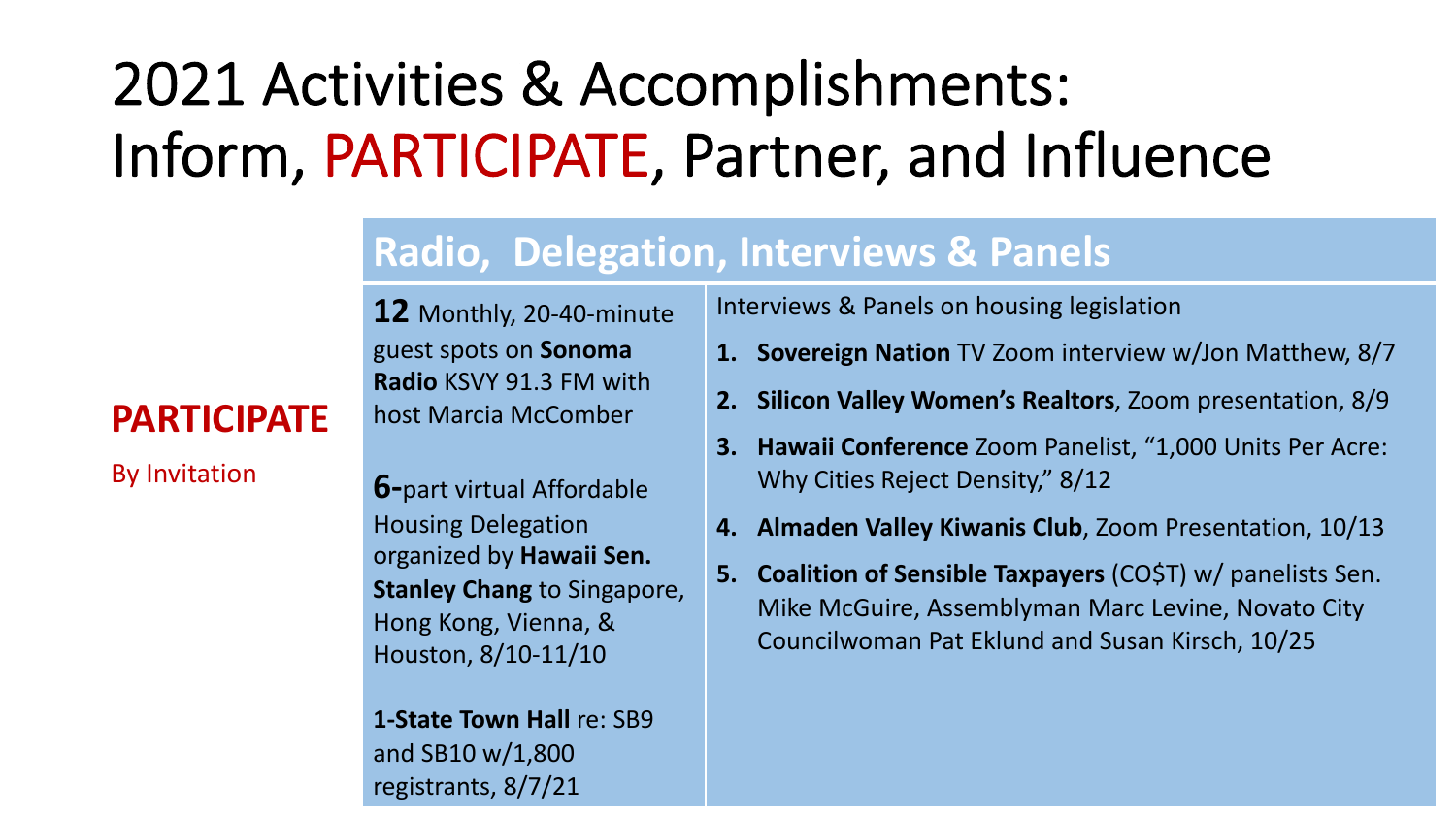# 2021 Activities & Accomplishments: Inform, PARTICIPATE, Partner, and Influence

**PARTICIPATE**

By Invitation

## Radio, Delegation, Interviews & Panels

**12** Monthly, 20-40-minute guest spots on **Sonoma Radio** KSVY 91.3 FM with host Marcia McComber

**6-**part virtual Affordable Housing Delegation organized by **Hawaii Sen. Stanley Chang** to Singapore, Hong Kong, Vienna, & Houston, 8/10-11/10

**1-State Town Hall** re: SB9 and SB10 w/1,800 registrants, 8/7/21

Interviews & Panels on housing legislation

1. **Sovereign Nation** TV Zoom interview w/Jon Matthew, 8/7
2. **Silicon Valley Women's Realtors**, Zoom presentation, 8/9
3. **Hawaii Conference** Zoom Panelist, "1,000 Units Per Acre: Why Cities Reject Density," 8/12
4. **Almaden Valley Kiwanis Club**, Zoom Presentation, 10/13
5. **Coalition of Sensible Taxpayers** (CO$T) w/ panelists Sen. Mike McGuire, Assemblyman Marc Levine, Novato City Councilwoman Pat Eklund and Susan Kirsch, 10/25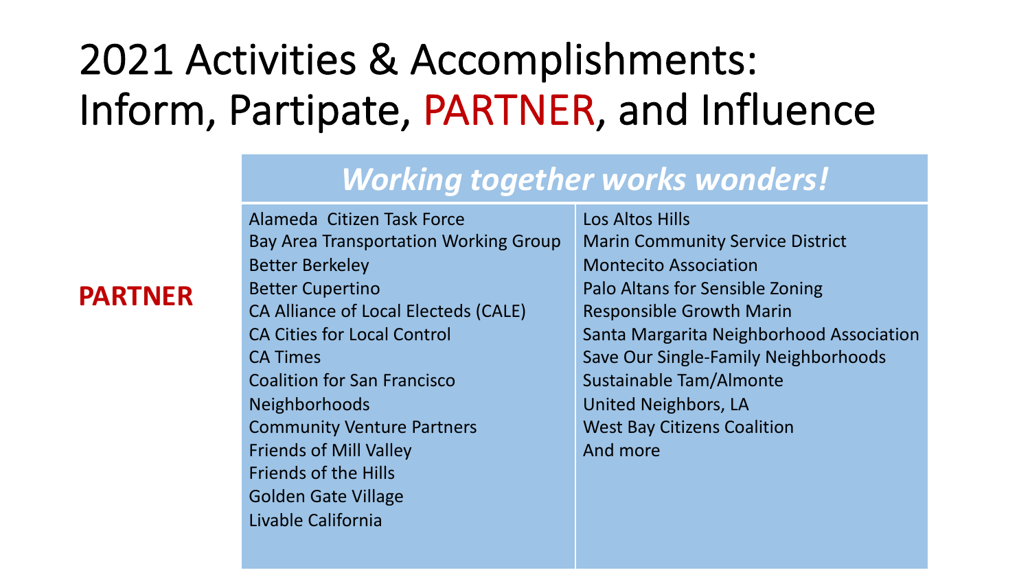# 2021 Activities & Accomplishments: Inform, Partipate, PARTNER, and Influence

**PARTNER**

***Working together works wonders!***

- Alameda Citizen Task Force
- Bay Area Transportation Working Group
- Better Berkeley
- Better Cupertino
- CA Alliance of Local Electeds (CALE)
- CA Cities for Local Control
- CA Times
- Coalition for San Francisco Neighborhoods
- Community Venture Partners
- Friends of Mill Valley
- Friends of the Hills
- Golden Gate Village
- Livable California
- Los Altos Hills
- Marin Community Service District
- Montecito Association
- Palo Altans for Sensible Zoning
- Responsible Growth Marin
- Santa Margarita Neighborhood Association
- Save Our Single-Family Neighborhoods
- Sustainable Tam/Almonte
- United Neighbors, LA
- West Bay Citizens Coalition
- And more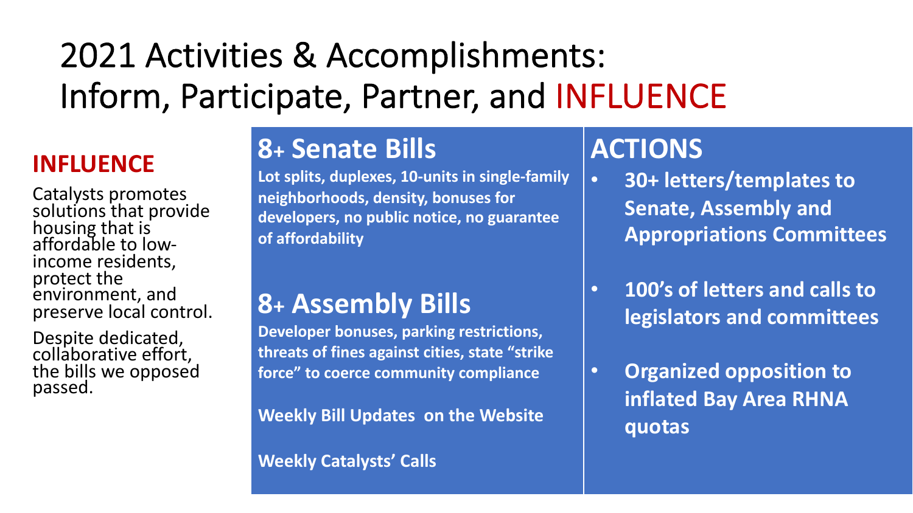# 2021 Activities & Accomplishments: Inform, Participate, Partner, and INFLUENCE

## INFLUENCE

Catalysts promotes solutions that provide housing that is affordable to low-income residents, protect the environment, and preserve local control.

Despite dedicated, collaborative effort, the bills we opposed passed.

## 8+ Senate Bills

**Lot splits, duplexes, 10-units in single-family neighborhoods, density, bonuses for developers, no public notice, no guarantee of affordability**

## 8+ Assembly Bills

**Developer bonuses, parking restrictions, threats of fines against cities, state "strike force" to coerce community compliance**

**Weekly Bill Updates on the Website**

**Weekly Catalysts' Calls**

## ACTIONS

- **30+ letters/templates to Senate, Assembly and Appropriations Committees**
- **100's of letters and calls to legislators and committees**
- **Organized opposition to inflated Bay Area RHNA quotas**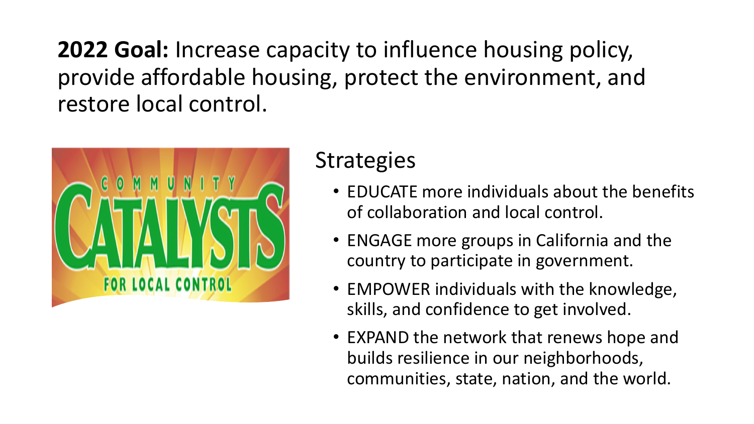**2022 Goal:** Increase capacity to influence housing policy, provide affordable housing, protect the environment, and restore local control.

COMMUNITY CATALYSTS FOR LOCAL CONTROL

## Strategies

- EDUCATE more individuals about the benefits of collaboration and local control.
- ENGAGE more groups in California and the country to participate in government.
- EMPOWER individuals with the knowledge, skills, and confidence to get involved.
- EXPAND the network that renews hope and builds resilience in our neighborhoods, communities, state, nation, and the world.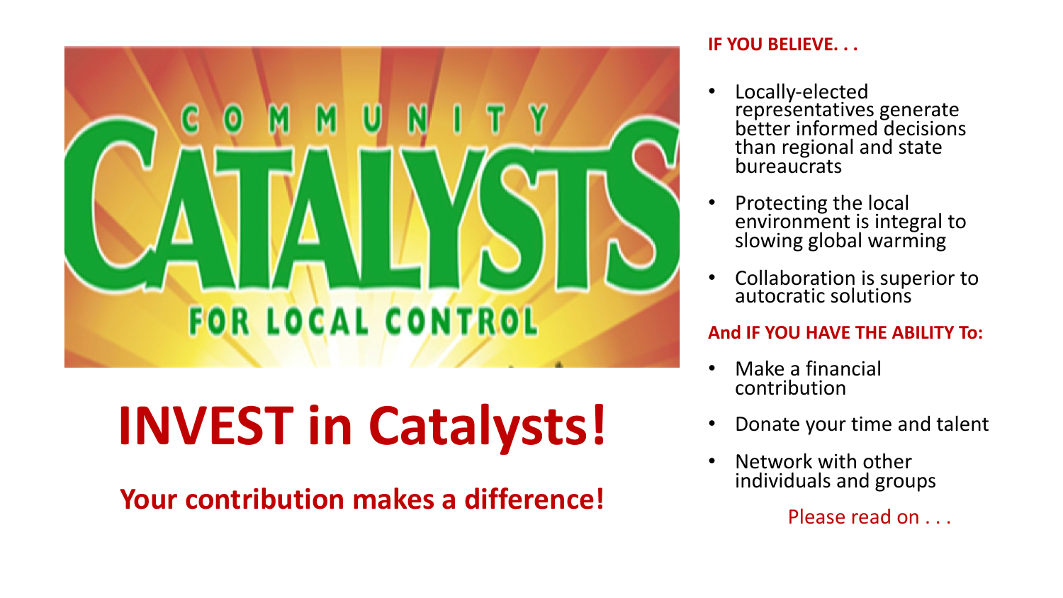COMMUNITY CATALYSTS FOR LOCAL CONTROL

# INVEST in Catalysts!

## Your contribution makes a difference!

**IF YOU BELIEVE. . .**

- Locally-elected representatives generate better informed decisions than regional and state bureaucrats
- Protecting the local environment is integral to slowing global warming
- Collaboration is superior to autocratic solutions

**And IF YOU HAVE THE ABILITY To:**

- Make a financial contribution
- Donate your time and talent
- Network with other individuals and groups

Please read on . . .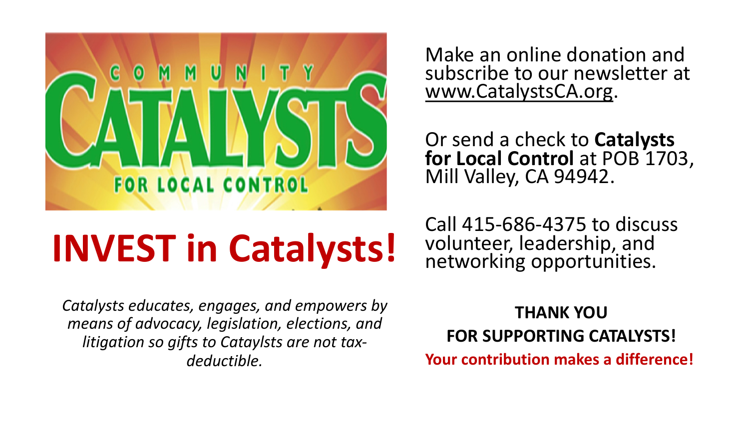COMMUNITY CATALYSTS FOR LOCAL CONTROL

# INVEST in Catalysts!

*Catalysts educates, engages, and empowers by means of advocacy, legislation, elections, and litigation so gifts to Cataylsts are not tax-deductible.*

Make an online donation and subscribe to our newsletter at www.CatalystsCA.org.

Or send a check to **Catalysts for Local Control** at POB 1703, Mill Valley, CA 94942.

Call 415-686-4375 to discuss volunteer, leadership, and networking opportunities.

**THANK YOU**
**FOR SUPPORTING CATALYSTS!**

**Your contribution makes a difference!**